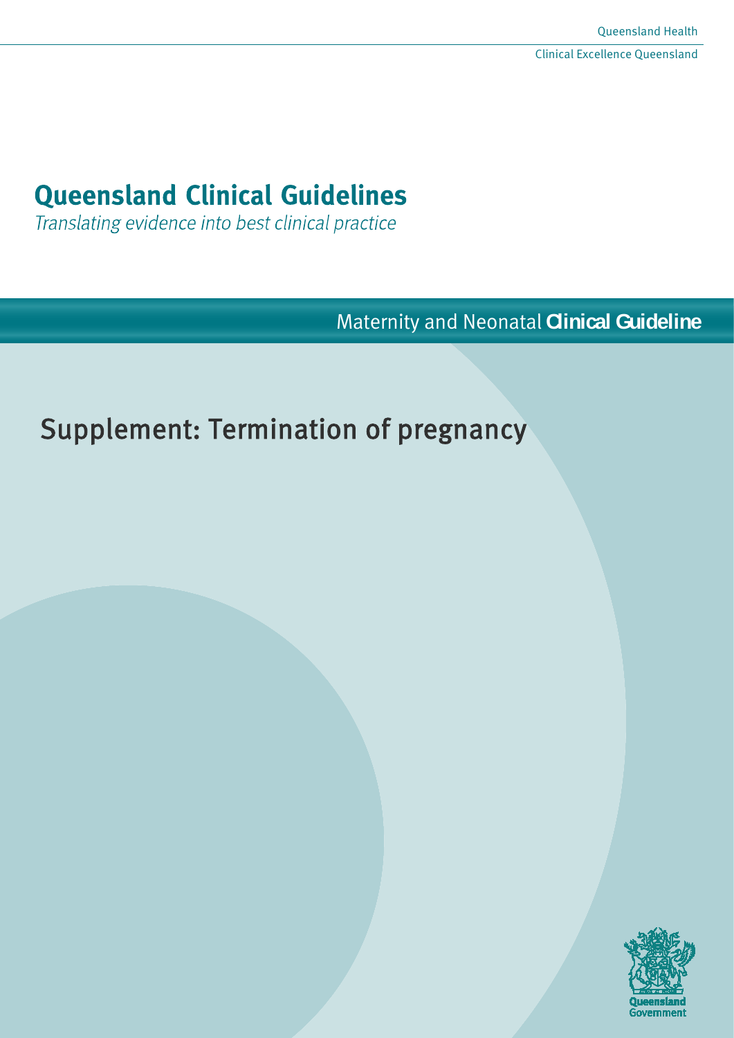Queensland Health

Clinical Excellence Queensland

# Queensland Clinical Guidelines

*Translating evidence into best clinical practice*

Maternity and Neonatal **Clinical Guideline**

## Supplement: Termination of pregnancy

Queensland Government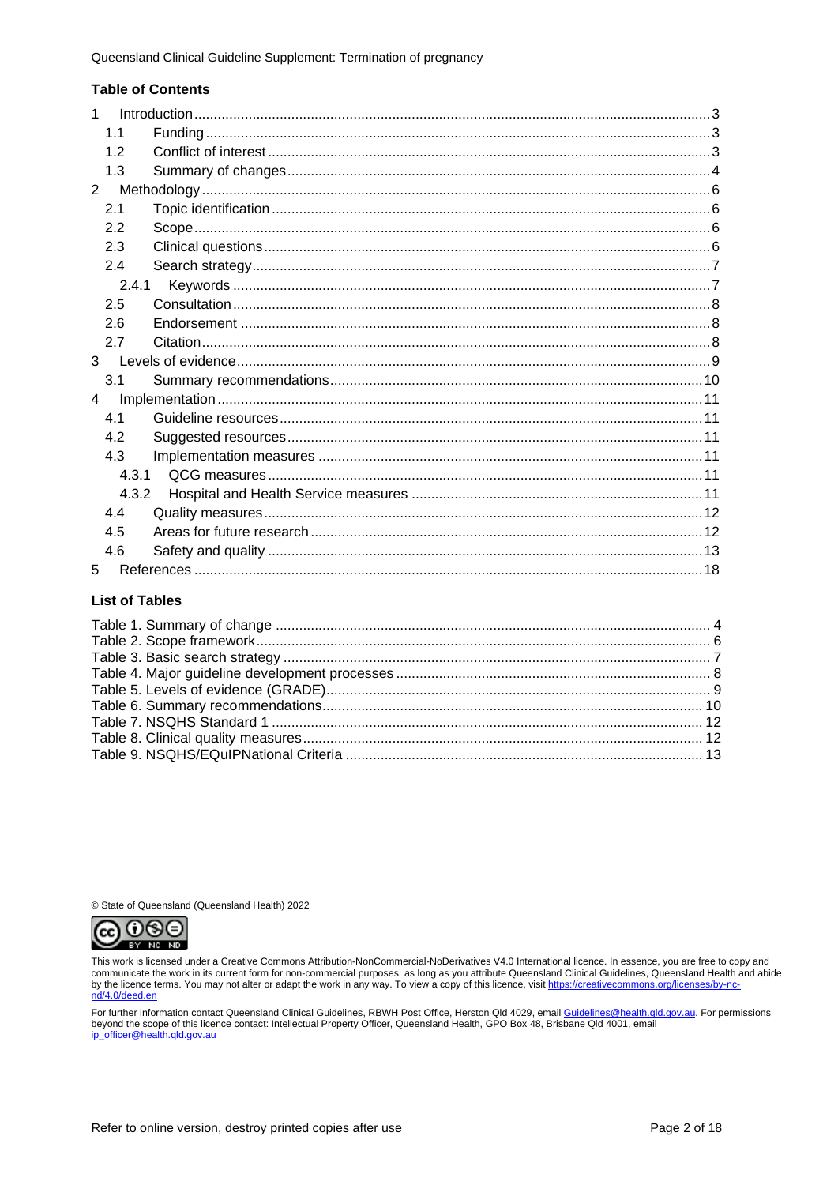## Table of Contents

1 Introduction....3
  1.1 Funding....3
  1.2 Conflict of interest....3
  1.3 Summary of changes....4
2 Methodology....6
  2.1 Topic identification....6
  2.2 Scope....6
  2.3 Clinical questions....6
  2.4 Search strategy....7
    2.4.1 Keywords....7
  2.5 Consultation....8
  2.6 Endorsement....8
  2.7 Citation....8
3 Levels of evidence....9
  3.1 Summary recommendations....10
4 Implementation....11
  4.1 Guideline resources....11
  4.2 Suggested resources....11
  4.3 Implementation measures....11
    4.3.1 QCG measures....11
    4.3.2 Hospital and Health Service measures....11
  4.4 Quality measures....12
  4.5 Areas for future research....12
  4.6 Safety and quality....13
5 References....18

## List of Tables

Table 1. Summary of change....4
Table 2. Scope framework....6
Table 3. Basic search strategy....7
Table 4. Major guideline development processes....8
Table 5. Levels of evidence (GRADE)....9
Table 6. Summary recommendations....10
Table 7. NSQHS Standard 1....12
Table 8. Clinical quality measures....12
Table 9. NSQHS/EQuIPNational Criteria....13

© State of Queensland (Queensland Health) 2022

This work is licensed under a Creative Commons Attribution-NonCommercial-NoDerivatives V4.0 International licence. In essence, you are free to copy and communicate the work in its current form for non-commercial purposes, as long as you attribute Queensland Clinical Guidelines, Queensland Health and abide by the licence terms. You may not alter or adapt the work in any way. To view a copy of this licence, visit https://creativecommons.org/licenses/by-nc-nd/4.0/deed.en

For further information contact Queensland Clinical Guidelines, RBWH Post Office, Herston Qld 4029, email Guidelines@health.qld.gov.au. For permissions beyond the scope of this licence contact: Intellectual Property Officer, Queensland Health, GPO Box 48, Brisbane Qld 4001, email ip_officer@health.qld.gov.au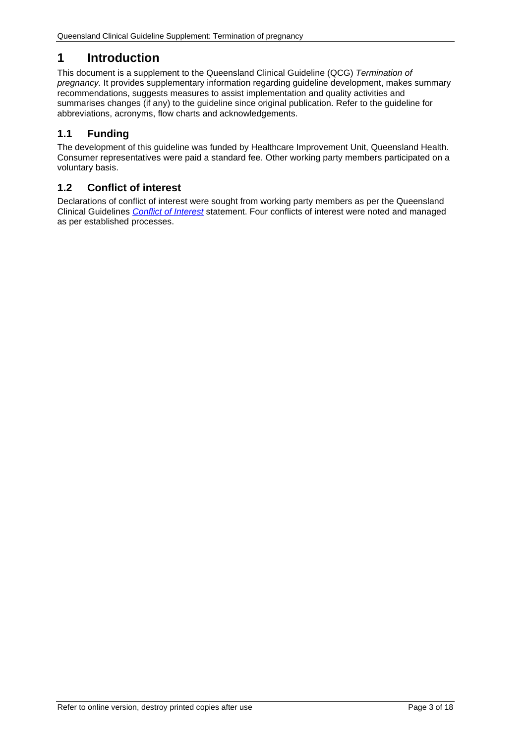# 1 Introduction

This document is a supplement to the Queensland Clinical Guideline (QCG) *Termination of pregnancy.* It provides supplementary information regarding guideline development, makes summary recommendations, suggests measures to assist implementation and quality activities and summarises changes (if any) to the guideline since original publication. Refer to the guideline for abbreviations, acronyms, flow charts and acknowledgements.

## 1.1 Funding

The development of this guideline was funded by Healthcare Improvement Unit, Queensland Health. Consumer representatives were paid a standard fee. Other working party members participated on a voluntary basis.

## 1.2 Conflict of interest

Declarations of conflict of interest were sought from working party members as per the Queensland Clinical Guidelines *Conflict of Interest* statement. Four conflicts of interest were noted and managed as per established processes.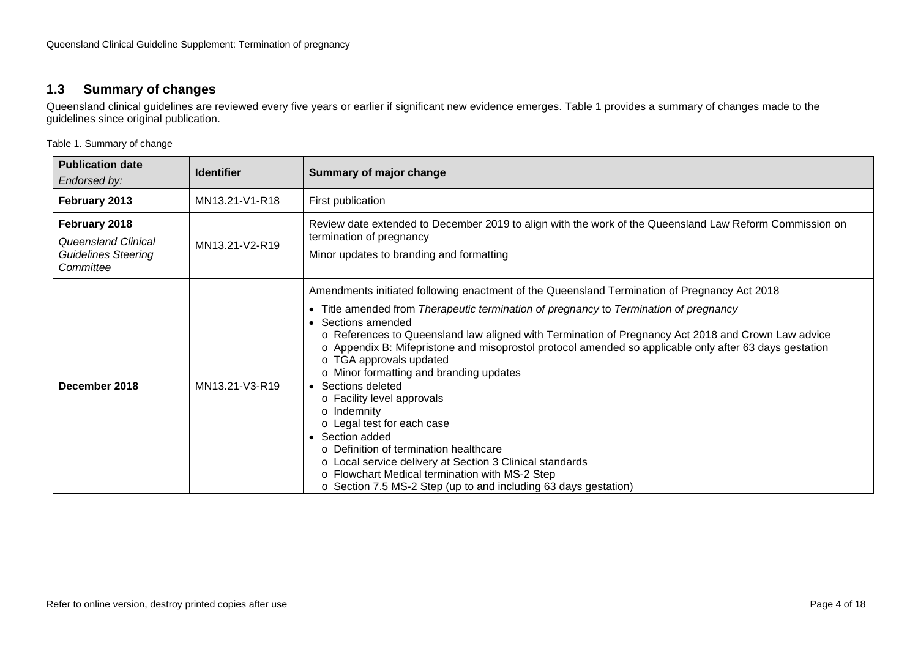## 1.3 Summary of changes

Queensland clinical guidelines are reviewed every five years or earlier if significant new evidence emerges. Table 1 provides a summary of changes made to the guidelines since original publication.

Table 1. Summary of change

| **Publication date** *Endorsed by:* | **Identifier** | **Summary of major change** |
|---|---|---|
| **February 2013** | MN13.21-V1-R18 | First publication |
| **February 2018** *Queensland Clinical Guidelines Steering Committee* | MN13.21-V2-R19 | Review date extended to December 2019 to align with the work of the Queensland Law Reform Commission on termination of pregnancy<br>Minor updates to branding and formatting |
| **December 2018** | MN13.21-V3-R19 | Amendments initiated following enactment of the Queensland Termination of Pregnancy Act 2018<br>• Title amended from *Therapeutic termination of pregnancy* to *Termination of pregnancy*<br>• Sections amended<br>o References to Queensland law aligned with Termination of Pregnancy Act 2018 and Crown Law advice<br>o Appendix B: Mifepristone and misoprostol protocol amended so applicable only after 63 days gestation<br>o TGA approvals updated<br>o Minor formatting and branding updates<br>• Sections deleted<br>o Facility level approvals<br>o Indemnity<br>o Legal test for each case<br>• Section added<br>o Definition of termination healthcare<br>o Local service delivery at Section 3 Clinical standards<br>o Flowchart Medical termination with MS-2 Step<br>o Section 7.5 MS-2 Step (up to and including 63 days gestation) |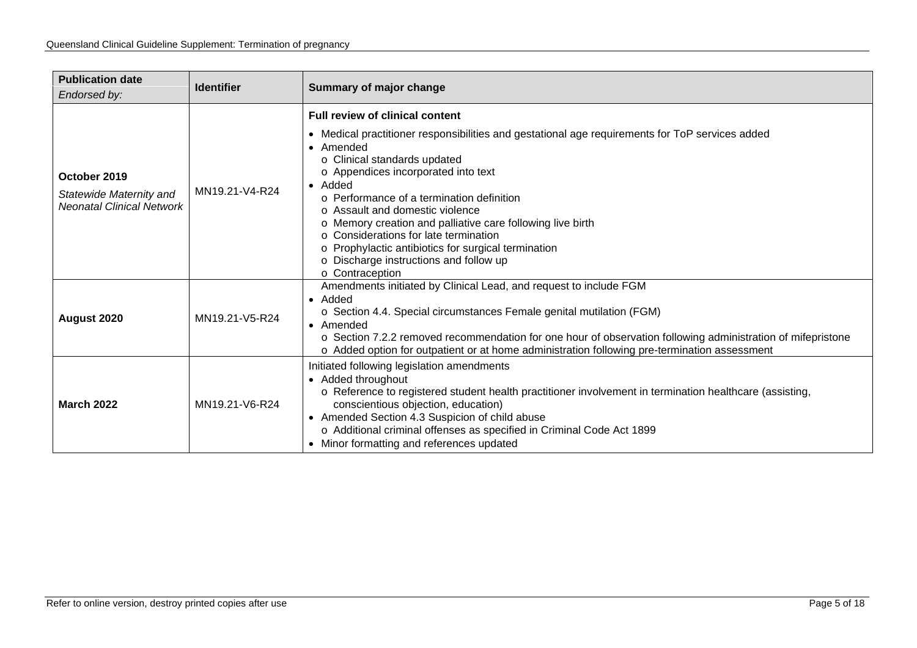| **Publication date** *Endorsed by:* | **Identifier** | **Summary of major change** |
|---|---|---|
| **October 2019** *Statewide Maternity and Neonatal Clinical Network* | MN19.21-V4-R24 | **Full review of clinical content**<br>• Medical practitioner responsibilities and gestational age requirements for ToP services added<br>• Amended<br>o Clinical standards updated<br>o Appendices incorporated into text<br>• Added<br>o Performance of a termination definition<br>o Assault and domestic violence<br>o Memory creation and palliative care following live birth<br>o Considerations for late termination<br>o Prophylactic antibiotics for surgical termination<br>o Discharge instructions and follow up<br>o Contraception |
| **August 2020** | MN19.21-V5-R24 | Amendments initiated by Clinical Lead, and request to include FGM<br>• Added<br>o Section 4.4. Special circumstances Female genital mutilation (FGM)<br>• Amended<br>o Section 7.2.2 removed recommendation for one hour of observation following administration of mifepristone<br>o Added option for outpatient or at home administration following pre-termination assessment |
| **March 2022** | MN19.21-V6-R24 | Initiated following legislation amendments<br>• Added throughout<br>o Reference to registered student health practitioner involvement in termination healthcare (assisting, conscientious objection, education)<br>• Amended Section 4.3 Suspicion of child abuse<br>o Additional criminal offenses as specified in Criminal Code Act 1899<br>• Minor formatting and references updated |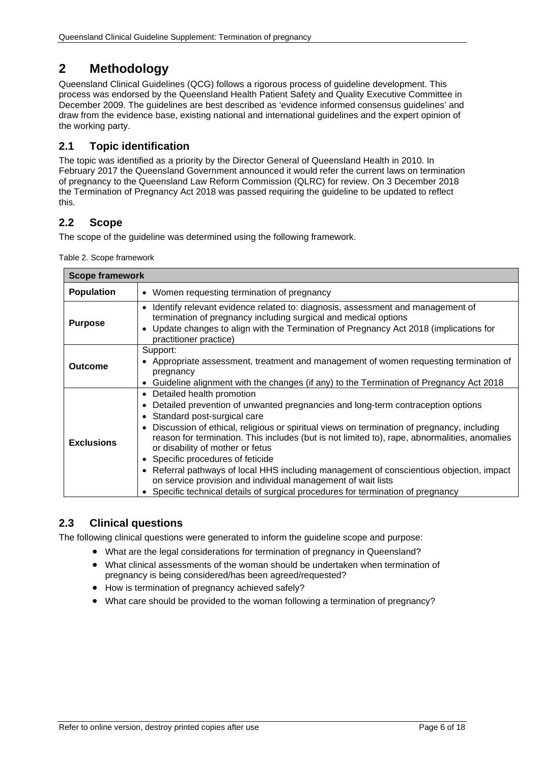## 2 Methodology

Queensland Clinical Guidelines (QCG) follows a rigorous process of guideline development. This process was endorsed by the Queensland Health Patient Safety and Quality Executive Committee in December 2009. The guidelines are best described as 'evidence informed consensus guidelines' and draw from the evidence base, existing national and international guidelines and the expert opinion of the working party.

### 2.1 Topic identification

The topic was identified as a priority by the Director General of Queensland Health in 2010. In February 2017 the Queensland Government announced it would refer the current laws on termination of pregnancy to the Queensland Law Reform Commission (QLRC) for review. On 3 December 2018 the Termination of Pregnancy Act 2018 was passed requiring the guideline to be updated to reflect this.

### 2.2 Scope

The scope of the guideline was determined using the following framework.

Table 2. Scope framework

| Scope framework | |
|---|---|
| **Population** | • Women requesting termination of pregnancy |
| **Purpose** | • Identify relevant evidence related to: diagnosis, assessment and management of termination of pregnancy including surgical and medical options<br>• Update changes to align with the Termination of Pregnancy Act 2018 (implications for practitioner practice) |
| **Outcome** | Support:<br>• Appropriate assessment, treatment and management of women requesting termination of pregnancy<br>• Guideline alignment with the changes (if any) to the Termination of Pregnancy Act 2018 |
| **Exclusions** | • Detailed health promotion<br>• Detailed prevention of unwanted pregnancies and long-term contraception options<br>• Standard post-surgical care<br>• Discussion of ethical, religious or spiritual views on termination of pregnancy, including reason for termination. This includes (but is not limited to), rape, abnormalities, anomalies or disability of mother or fetus<br>• Specific procedures of feticide<br>• Referral pathways of local HHS including management of conscientious objection, impact on service provision and individual management of wait lists<br>• Specific technical details of surgical procedures for termination of pregnancy |

### 2.3 Clinical questions

The following clinical questions were generated to inform the guideline scope and purpose:

- What are the legal considerations for termination of pregnancy in Queensland?
- What clinical assessments of the woman should be undertaken when termination of pregnancy is being considered/has been agreed/requested?
- How is termination of pregnancy achieved safely?
- What care should be provided to the woman following a termination of pregnancy?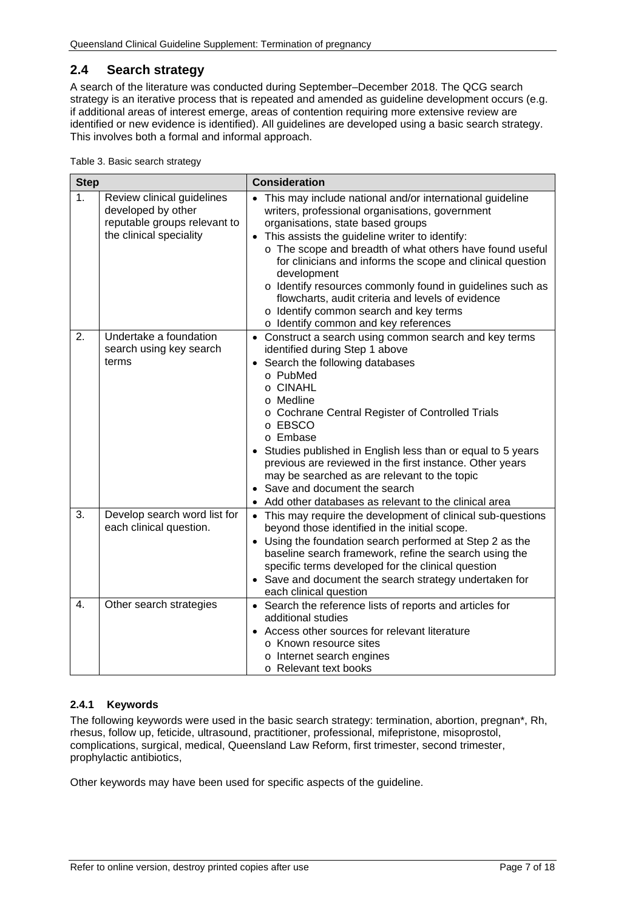## 2.4 Search strategy

A search of the literature was conducted during September–December 2018. The QCG search strategy is an iterative process that is repeated and amended as guideline development occurs (e.g. if additional areas of interest emerge, areas of contention requiring more extensive review are identified or new evidence is identified). All guidelines are developed using a basic search strategy. This involves both a formal and informal approach.

Table 3. Basic search strategy

| Step | | Consideration |
|---|---|---|
| 1. | Review clinical guidelines developed by other reputable groups relevant to the clinical speciality | • This may include national and/or international guideline writers, professional organisations, government organisations, state based groups<br>• This assists the guideline writer to identify:<br>o The scope and breadth of what others have found useful for clinicians and informs the scope and clinical question development<br>o Identify resources commonly found in guidelines such as flowcharts, audit criteria and levels of evidence<br>o Identify common search and key terms<br>o Identify common and key references |
| 2. | Undertake a foundation search using key search terms | • Construct a search using common search and key terms identified during Step 1 above<br>• Search the following databases<br>o PubMed<br>o CINAHL<br>o Medline<br>o Cochrane Central Register of Controlled Trials<br>o EBSCO<br>o Embase<br>• Studies published in English less than or equal to 5 years previous are reviewed in the first instance. Other years may be searched as are relevant to the topic<br>• Save and document the search<br>• Add other databases as relevant to the clinical area |
| 3. | Develop search word list for each clinical question. | • This may require the development of clinical sub-questions beyond those identified in the initial scope.<br>• Using the foundation search performed at Step 2 as the baseline search framework, refine the search using the specific terms developed for the clinical question<br>• Save and document the search strategy undertaken for each clinical question |
| 4. | Other search strategies | • Search the reference lists of reports and articles for additional studies<br>• Access other sources for relevant literature<br>o Known resource sites<br>o Internet search engines<br>o Relevant text books |

### 2.4.1 Keywords

The following keywords were used in the basic search strategy: termination, abortion, pregnan*, Rh, rhesus, follow up, feticide, ultrasound, practitioner, professional, mifepristone, misoprostol, complications, surgical, medical, Queensland Law Reform, first trimester, second trimester, prophylactic antibiotics,

Other keywords may have been used for specific aspects of the guideline.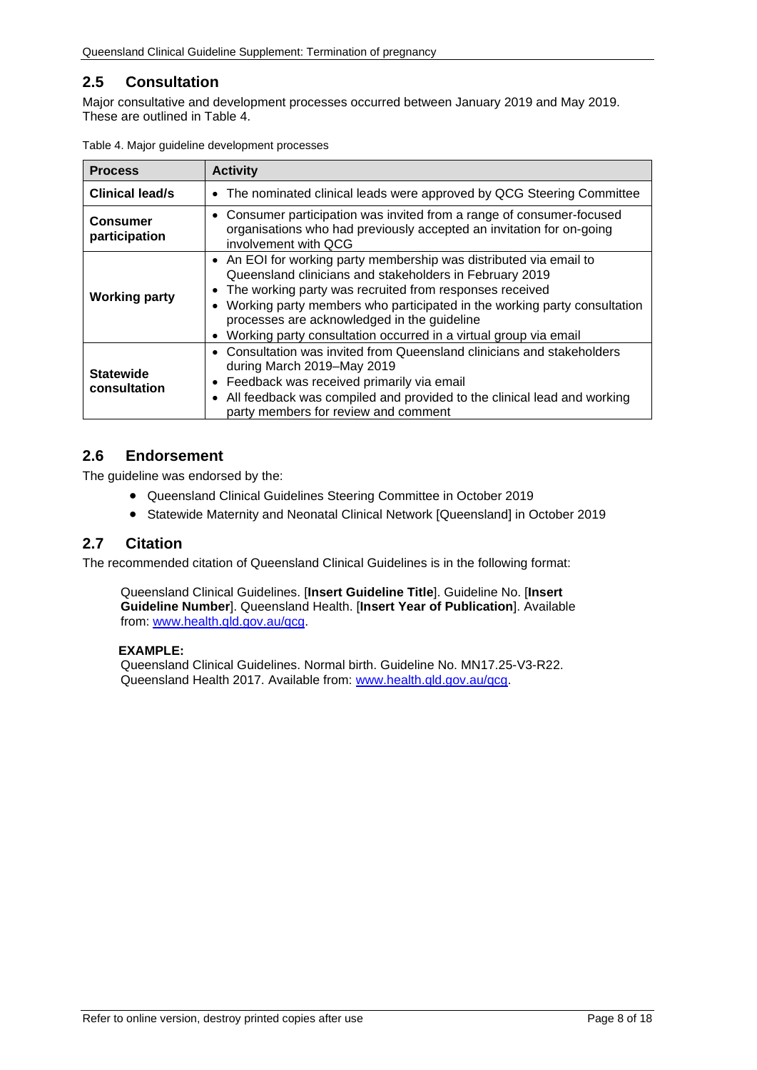## 2.5 Consultation

Major consultative and development processes occurred between January 2019 and May 2019. These are outlined in Table 4.

Table 4. Major guideline development processes

| Process | Activity |
|---|---|
| **Clinical lead/s** | • The nominated clinical leads were approved by QCG Steering Committee |
| **Consumer participation** | • Consumer participation was invited from a range of consumer-focused organisations who had previously accepted an invitation for on-going involvement with QCG |
| **Working party** | • An EOI for working party membership was distributed via email to Queensland clinicians and stakeholders in February 2019<br>• The working party was recruited from responses received<br>• Working party members who participated in the working party consultation processes are acknowledged in the guideline<br>• Working party consultation occurred in a virtual group via email |
| **Statewide consultation** | • Consultation was invited from Queensland clinicians and stakeholders during March 2019–May 2019<br>• Feedback was received primarily via email<br>• All feedback was compiled and provided to the clinical lead and working party members for review and comment |

## 2.6 Endorsement

The guideline was endorsed by the:

- Queensland Clinical Guidelines Steering Committee in October 2019
- Statewide Maternity and Neonatal Clinical Network [Queensland] in October 2019

## 2.7 Citation

The recommended citation of Queensland Clinical Guidelines is in the following format:

> Queensland Clinical Guidelines. [**Insert Guideline Title**]. Guideline No. [**Insert Guideline Number**]. Queensland Health. [**Insert Year of Publication**]. Available from: [www.health.qld.gov.au/qcg](www.health.qld.gov.au/qcg).
>
> **EXAMPLE:**
> Queensland Clinical Guidelines. Normal birth. Guideline No. MN17.25-V3-R22. Queensland Health 2017. Available from: [www.health.qld.gov.au/qcg](www.health.qld.gov.au/qcg).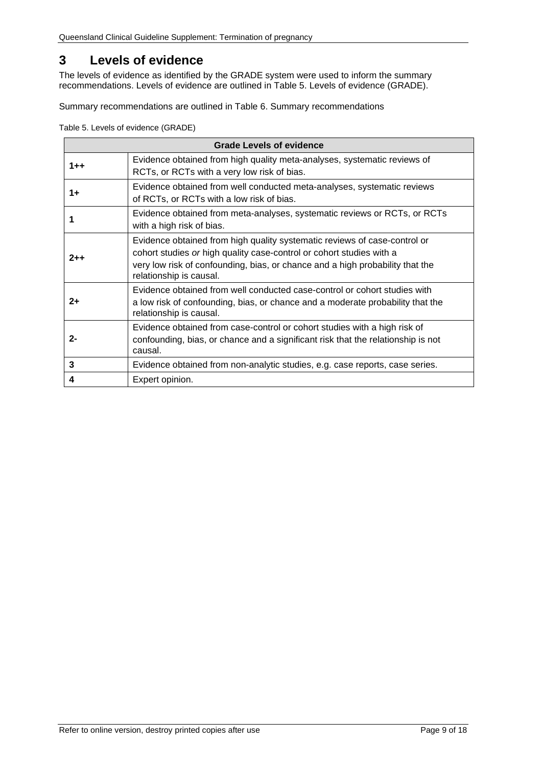# 3 Levels of evidence

The levels of evidence as identified by the GRADE system were used to inform the summary recommendations. Levels of evidence are outlined in Table 5. Levels of evidence (GRADE).

Summary recommendations are outlined in Table 6. Summary recommendations

Table 5. Levels of evidence (GRADE)

| Grade Levels of evidence | |
|---|---|
| **1++** | Evidence obtained from high quality meta-analyses, systematic reviews of RCTs, or RCTs with a very low risk of bias. |
| **1+** | Evidence obtained from well conducted meta-analyses, systematic reviews of RCTs, or RCTs with a low risk of bias. |
| **1** | Evidence obtained from meta-analyses, systematic reviews or RCTs, or RCTs with a high risk of bias. |
| **2++** | Evidence obtained from high quality systematic reviews of case-control or cohort studies *or* high quality case-control or cohort studies with a very low risk of confounding, bias, or chance and a high probability that the relationship is causal. |
| **2+** | Evidence obtained from well conducted case-control or cohort studies with a low risk of confounding, bias, or chance and a moderate probability that the relationship is causal. |
| **2-** | Evidence obtained from case-control or cohort studies with a high risk of confounding, bias, or chance and a significant risk that the relationship is not causal. |
| **3** | Evidence obtained from non-analytic studies, e.g. case reports, case series. |
| **4** | Expert opinion. |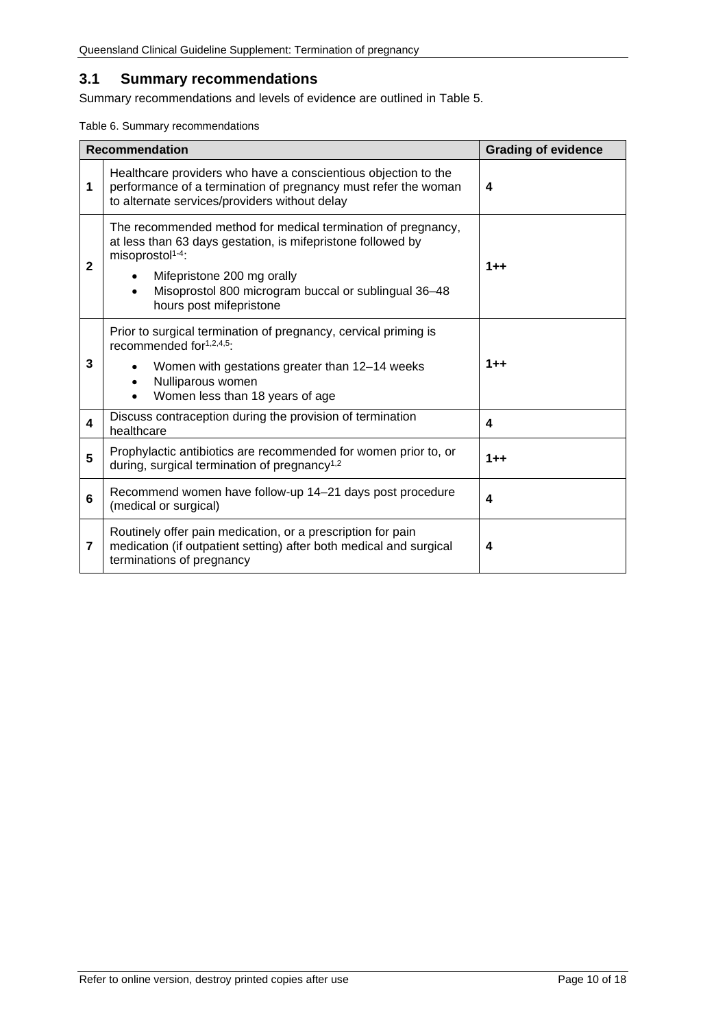## 3.1 Summary recommendations

Summary recommendations and levels of evidence are outlined in Table 5.

Table 6. Summary recommendations

| | Recommendation | Grading of evidence |
|---|---|---|
| **1** | Healthcare providers who have a conscientious objection to the performance of a termination of pregnancy must refer the woman to alternate services/providers without delay | **4** |
| **2** | The recommended method for medical termination of pregnancy, at less than 63 days gestation, is mifepristone followed by misoprostol[1-4]: <br>• Mifepristone 200 mg orally <br>• Misoprostol 800 microgram buccal or sublingual 36–48 hours post mifepristone | **1++** |
| **3** | Prior to surgical termination of pregnancy, cervical priming is recommended for[1,2,4,5]: <br>• Women with gestations greater than 12–14 weeks <br>• Nulliparous women <br>• Women less than 18 years of age | **1++** |
| **4** | Discuss contraception during the provision of termination healthcare | **4** |
| **5** | Prophylactic antibiotics are recommended for women prior to, or during, surgical termination of pregnancy[1,2] | **1++** |
| **6** | Recommend women have follow-up 14–21 days post procedure (medical or surgical) | **4** |
| **7** | Routinely offer pain medication, or a prescription for pain medication (if outpatient setting) after both medical and surgical terminations of pregnancy | **4** |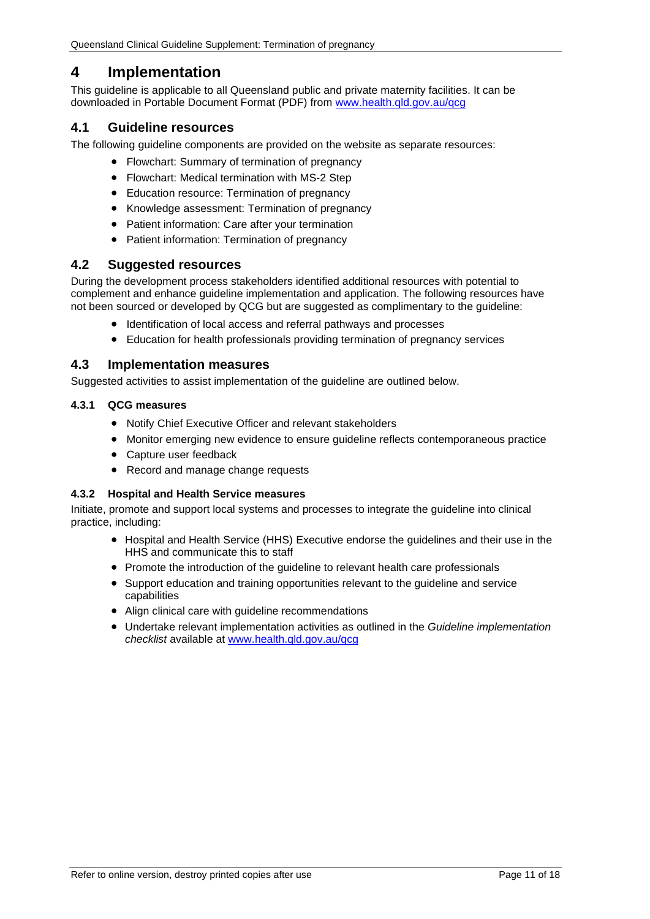# 4 Implementation

This guideline is applicable to all Queensland public and private maternity facilities. It can be downloaded in Portable Document Format (PDF) from [www.health.qld.gov.au/qcg](www.health.qld.gov.au/qcg)

## 4.1 Guideline resources

The following guideline components are provided on the website as separate resources:

- Flowchart: Summary of termination of pregnancy
- Flowchart: Medical termination with MS-2 Step
- Education resource: Termination of pregnancy
- Knowledge assessment: Termination of pregnancy
- Patient information: Care after your termination
- Patient information: Termination of pregnancy

## 4.2 Suggested resources

During the development process stakeholders identified additional resources with potential to complement and enhance guideline implementation and application. The following resources have not been sourced or developed by QCG but are suggested as complimentary to the guideline:

- Identification of local access and referral pathways and processes
- Education for health professionals providing termination of pregnancy services

## 4.3 Implementation measures

Suggested activities to assist implementation of the guideline are outlined below.

### 4.3.1 QCG measures

- Notify Chief Executive Officer and relevant stakeholders
- Monitor emerging new evidence to ensure guideline reflects contemporaneous practice
- Capture user feedback
- Record and manage change requests

### 4.3.2 Hospital and Health Service measures

Initiate, promote and support local systems and processes to integrate the guideline into clinical practice, including:

- Hospital and Health Service (HHS) Executive endorse the guidelines and their use in the HHS and communicate this to staff
- Promote the introduction of the guideline to relevant health care professionals
- Support education and training opportunities relevant to the guideline and service capabilities
- Align clinical care with guideline recommendations
- Undertake relevant implementation activities as outlined in the *Guideline implementation checklist* available at [www.health.qld.gov.au/qcg](www.health.qld.gov.au/qcg)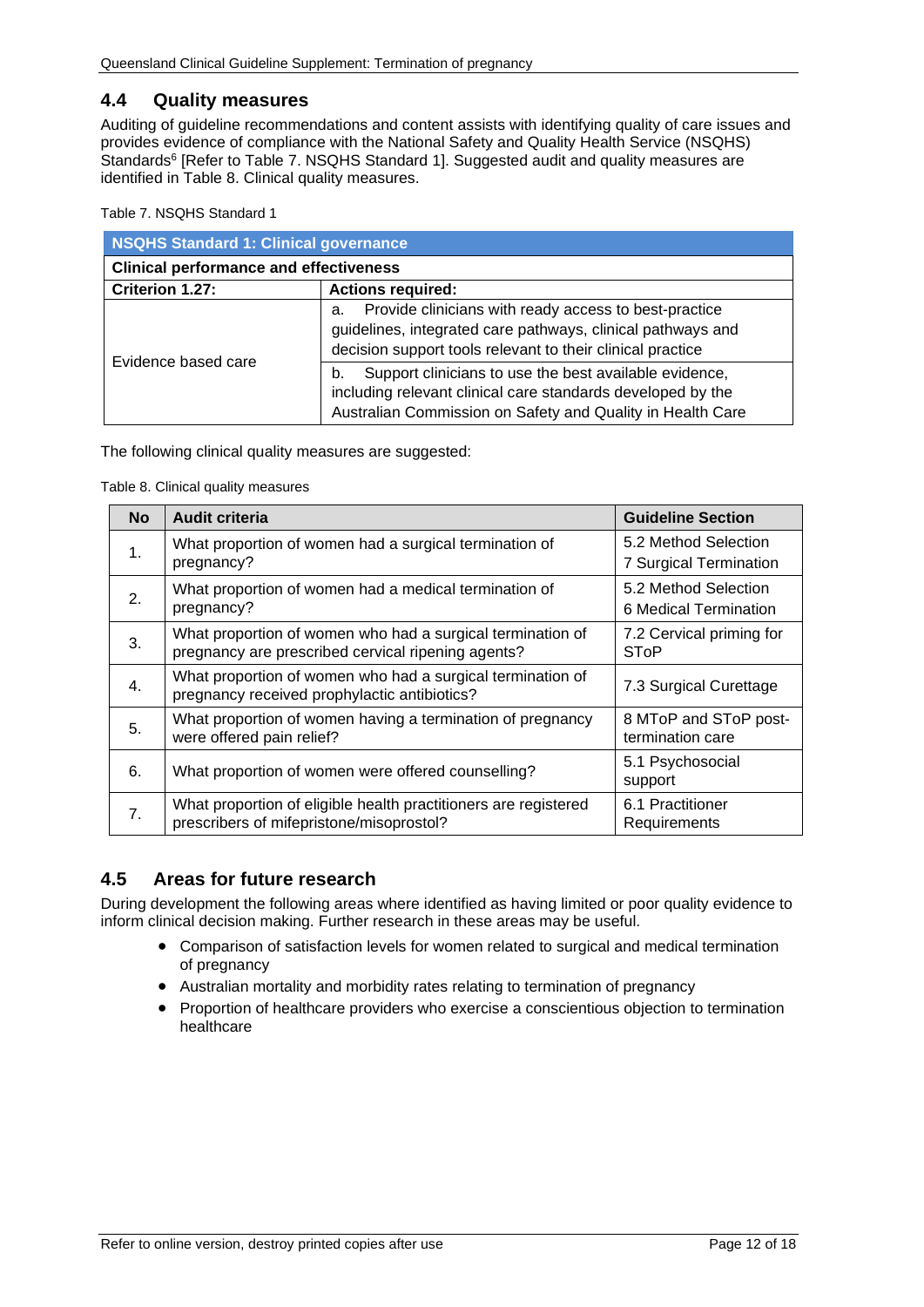## 4.4 Quality measures

Auditing of guideline recommendations and content assists with identifying quality of care issues and provides evidence of compliance with the National Safety and Quality Health Service (NSQHS) Standards[6] [Refer to Table 7. NSQHS Standard 1]. Suggested audit and quality measures are identified in Table 8. Clinical quality measures.

Table 7. NSQHS Standard 1

| **NSQHS Standard 1: Clinical governance** | |
|---|---|
| **Clinical performance and effectiveness** | |
| **Criterion 1.27:** | **Actions required:** |
| Evidence based care | a. Provide clinicians with ready access to best-practice guidelines, integrated care pathways, clinical pathways and decision support tools relevant to their clinical practice |
| | b. Support clinicians to use the best available evidence, including relevant clinical care standards developed by the Australian Commission on Safety and Quality in Health Care |

The following clinical quality measures are suggested:

Table 8. Clinical quality measures

| No | Audit criteria | Guideline Section |
|---|---|---|
| 1. | What proportion of women had a surgical termination of pregnancy? | 5.2 Method Selection<br>7 Surgical Termination |
| 2. | What proportion of women had a medical termination of pregnancy? | 5.2 Method Selection<br>6 Medical Termination |
| 3. | What proportion of women who had a surgical termination of pregnancy are prescribed cervical ripening agents? | 7.2 Cervical priming for SToP |
| 4. | What proportion of women who had a surgical termination of pregnancy received prophylactic antibiotics? | 7.3 Surgical Curettage |
| 5. | What proportion of women having a termination of pregnancy were offered pain relief? | 8 MToP and SToP post-termination care |
| 6. | What proportion of women were offered counselling? | 5.1 Psychosocial support |
| 7. | What proportion of eligible health practitioners are registered prescribers of mifepristone/misoprostol? | 6.1 Practitioner Requirements |

## 4.5 Areas for future research

During development the following areas where identified as having limited or poor quality evidence to inform clinical decision making. Further research in these areas may be useful.

- Comparison of satisfaction levels for women related to surgical and medical termination of pregnancy
- Australian mortality and morbidity rates relating to termination of pregnancy
- Proportion of healthcare providers who exercise a conscientious objection to termination healthcare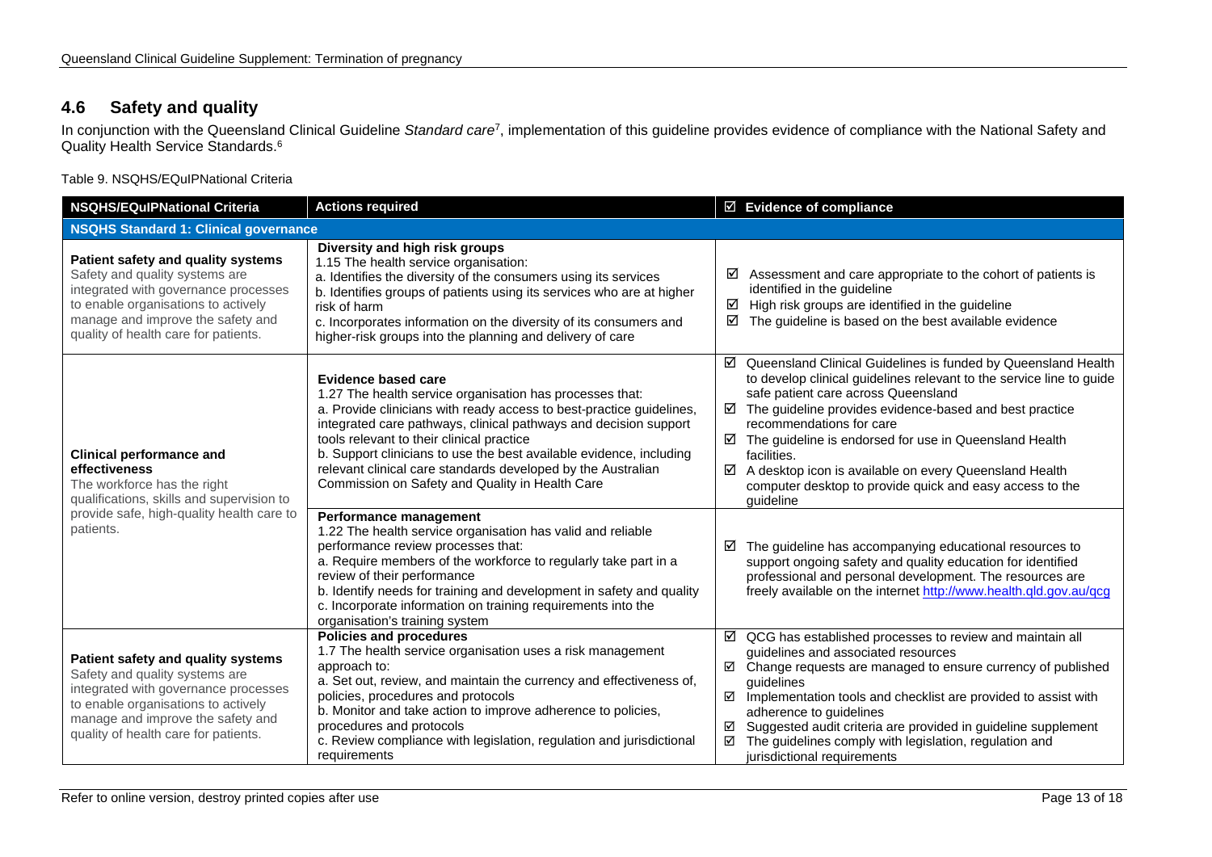## 4.6 Safety and quality

In conjunction with the Queensland Clinical Guideline *Standard care*[7], implementation of this guideline provides evidence of compliance with the National Safety and Quality Health Service Standards.[6]

Table 9. NSQHS/EQuIPNational Criteria

| NSQHS/EQuIPNational Criteria | Actions required | ☑ Evidence of compliance |
|---|---|---|
| **NSQHS Standard 1: Clinical governance** | | |
| **Patient safety and quality systems**<br>Safety and quality systems are integrated with governance processes to enable organisations to actively manage and improve the safety and quality of health care for patients. | **Diversity and high risk groups**<br>1.15 The health service organisation:<br>a. Identifies the diversity of the consumers using its services<br>b. Identifies groups of patients using its services who are at higher risk of harm<br>c. Incorporates information on the diversity of its consumers and higher-risk groups into the planning and delivery of care | ☑ Assessment and care appropriate to the cohort of patients is identified in the guideline<br>☑ High risk groups are identified in the guideline<br>☑ The guideline is based on the best available evidence |
| **Clinical performance and effectiveness**<br>The workforce has the right qualifications, skills and supervision to provide safe, high-quality health care to patients. | **Evidence based care**<br>1.27 The health service organisation has processes that:<br>a. Provide clinicians with ready access to best-practice guidelines, integrated care pathways, clinical pathways and decision support tools relevant to their clinical practice<br>b. Support clinicians to use the best available evidence, including relevant clinical care standards developed by the Australian Commission on Safety and Quality in Health Care | ☑ Queensland Clinical Guidelines is funded by Queensland Health to develop clinical guidelines relevant to the service line to guide safe patient care across Queensland<br>☑ The guideline provides evidence-based and best practice recommendations for care<br>☑ The guideline is endorsed for use in Queensland Health facilities.<br>☑ A desktop icon is available on every Queensland Health computer desktop to provide quick and easy access to the guideline |
| | **Performance management**<br>1.22 The health service organisation has valid and reliable performance review processes that:<br>a. Require members of the workforce to regularly take part in a review of their performance<br>b. Identify needs for training and development in safety and quality<br>c. Incorporate information on training requirements into the organisation's training system | ☑ The guideline has accompanying educational resources to support ongoing safety and quality education for identified professional and personal development. The resources are freely available on the internet http://www.health.qld.gov.au/qcg |
| **Patient safety and quality systems**<br>Safety and quality systems are integrated with governance processes to enable organisations to actively manage and improve the safety and quality of health care for patients. | **Policies and procedures**<br>1.7 The health service organisation uses a risk management approach to:<br>a. Set out, review, and maintain the currency and effectiveness of, policies, procedures and protocols<br>b. Monitor and take action to improve adherence to policies, procedures and protocols<br>c. Review compliance with legislation, regulation and jurisdictional requirements | ☑ QCG has established processes to review and maintain all guidelines and associated resources<br>☑ Change requests are managed to ensure currency of published guidelines<br>☑ Implementation tools and checklist are provided to assist with adherence to guidelines<br>☑ Suggested audit criteria are provided in guideline supplement<br>☑ The guidelines comply with legislation, regulation and jurisdictional requirements |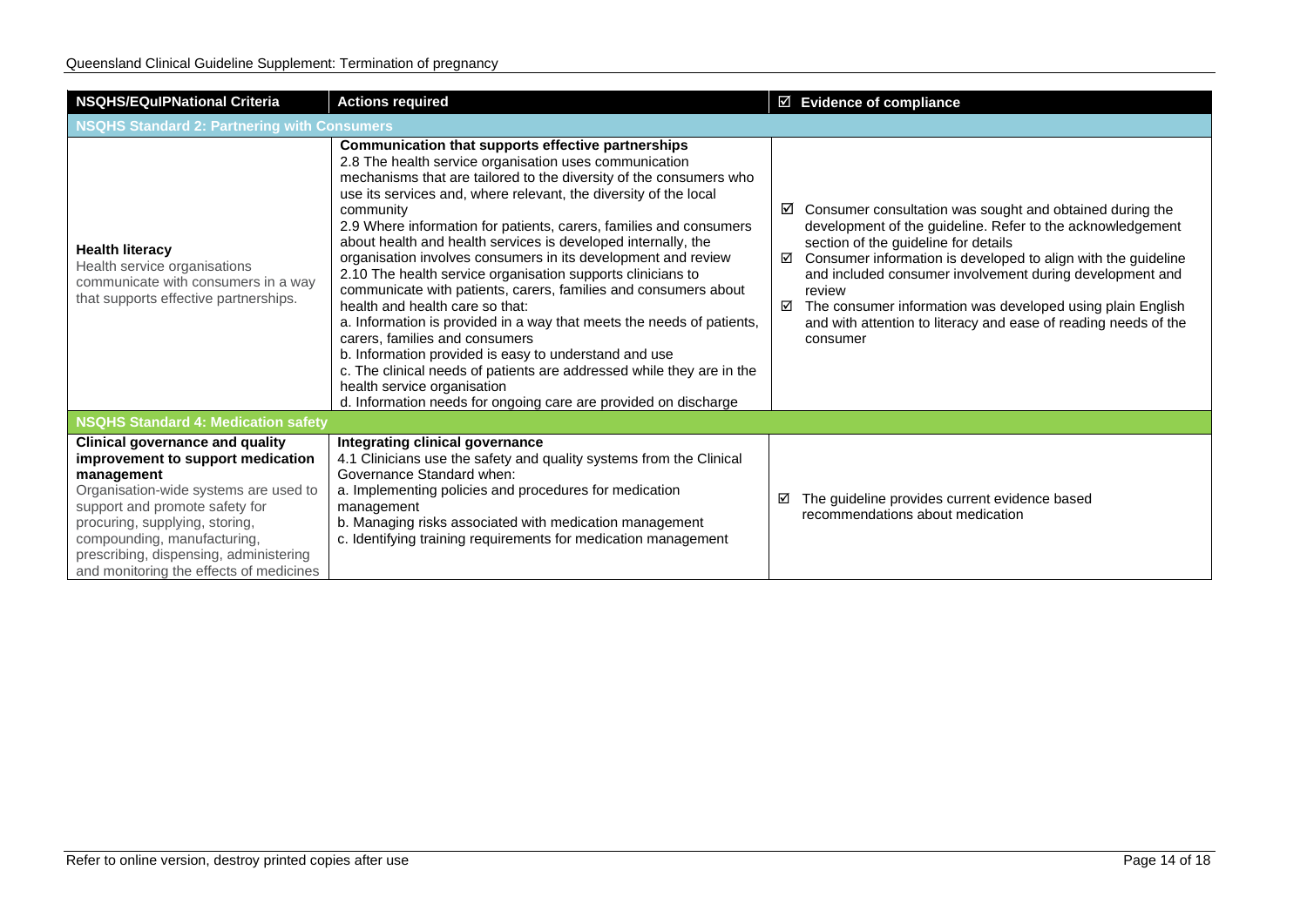| NSQHS/EQuIPNational Criteria | Actions required | ☑ Evidence of compliance |
|---|---|---|
| **NSQHS Standard 2: Partnering with Consumers** | | |
| **Health literacy**<br>Health service organisations communicate with consumers in a way that supports effective partnerships. | **Communication that supports effective partnerships**<br>2.8 The health service organisation uses communication mechanisms that are tailored to the diversity of the consumers who use its services and, where relevant, the diversity of the local community<br>2.9 Where information for patients, carers, families and consumers about health and health services is developed internally, the organisation involves consumers in its development and review<br>2.10 The health service organisation supports clinicians to communicate with patients, carers, families and consumers about health and health care so that:<br>a. Information is provided in a way that meets the needs of patients, carers, families and consumers<br>b. Information provided is easy to understand and use<br>c. The clinical needs of patients are addressed while they are in the health service organisation<br>d. Information needs for ongoing care are provided on discharge | ☑ Consumer consultation was sought and obtained during the development of the guideline. Refer to the acknowledgement section of the guideline for details<br>☑ Consumer information is developed to align with the guideline and included consumer involvement during development and review<br>☑ The consumer information was developed using plain English and with attention to literacy and ease of reading needs of the consumer |
| **NSQHS Standard 4: Medication safety** | | |
| **Clinical governance and quality improvement to support medication management**<br>Organisation-wide systems are used to support and promote safety for procuring, supplying, storing, compounding, manufacturing, prescribing, dispensing, administering and monitoring the effects of medicines | **Integrating clinical governance**<br>4.1 Clinicians use the safety and quality systems from the Clinical Governance Standard when:<br>a. Implementing policies and procedures for medication management<br>b. Managing risks associated with medication management<br>c. Identifying training requirements for medication management | ☑ The guideline provides current evidence based recommendations about medication |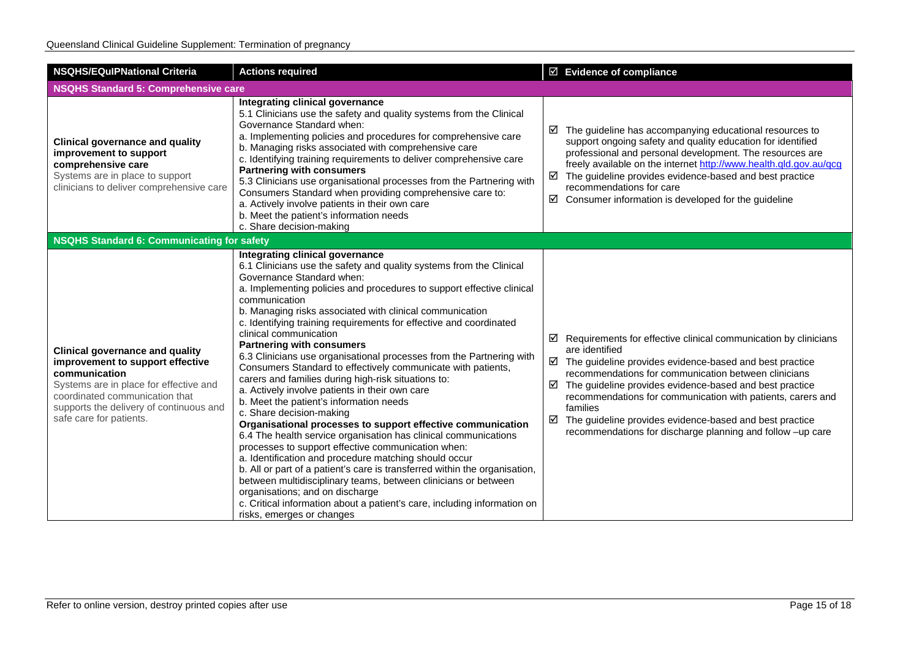| NSQHS/EQuIPNational Criteria | Actions required | ☑ Evidence of compliance |
|---|---|---|
| **NSQHS Standard 5: Comprehensive care** | | |
| **Clinical governance and quality improvement to support comprehensive care**<br>Systems are in place to support clinicians to deliver comprehensive care | **Integrating clinical governance**<br>5.1 Clinicians use the safety and quality systems from the Clinical Governance Standard when:<br>a. Implementing policies and procedures for comprehensive care<br>b. Managing risks associated with comprehensive care<br>c. Identifying training requirements to deliver comprehensive care<br>**Partnering with consumers**<br>5.3 Clinicians use organisational processes from the Partnering with Consumers Standard when providing comprehensive care to:<br>a. Actively involve patients in their own care<br>b. Meet the patient's information needs<br>c. Share decision-making | ☑ The guideline has accompanying educational resources to support ongoing safety and quality education for identified professional and personal development. The resources are freely available on the internet [http://www.health.qld.gov.au/qcg](http://www.health.qld.gov.au/qcg)<br>☑ The guideline provides evidence-based and best practice recommendations for care<br>☑ Consumer information is developed for the guideline |
| **NSQHS Standard 6: Communicating for safety** | | |
| **Clinical governance and quality improvement to support effective communication**<br>Systems are in place for effective and coordinated communication that supports the delivery of continuous and safe care for patients. | **Integrating clinical governance**<br>6.1 Clinicians use the safety and quality systems from the Clinical Governance Standard when:<br>a. Implementing policies and procedures to support effective clinical communication<br>b. Managing risks associated with clinical communication<br>c. Identifying training requirements for effective and coordinated clinical communication<br>**Partnering with consumers**<br>6.3 Clinicians use organisational processes from the Partnering with Consumers Standard to effectively communicate with patients, carers and families during high-risk situations to:<br>a. Actively involve patients in their own care<br>b. Meet the patient's information needs<br>c. Share decision-making<br>**Organisational processes to support effective communication**<br>6.4 The health service organisation has clinical communications processes to support effective communication when:<br>a. Identification and procedure matching should occur<br>b. All or part of a patient's care is transferred within the organisation, between multidisciplinary teams, between clinicians or between organisations; and on discharge<br>c. Critical information about a patient's care, including information on risks, emerges or changes | ☑ Requirements for effective clinical communication by clinicians are identified<br>☑ The guideline provides evidence-based and best practice recommendations for communication between clinicians<br>☑ The guideline provides evidence-based and best practice recommendations for communication with patients, carers and families<br>☑ The guideline provides evidence-based and best practice recommendations for discharge planning and follow –up care |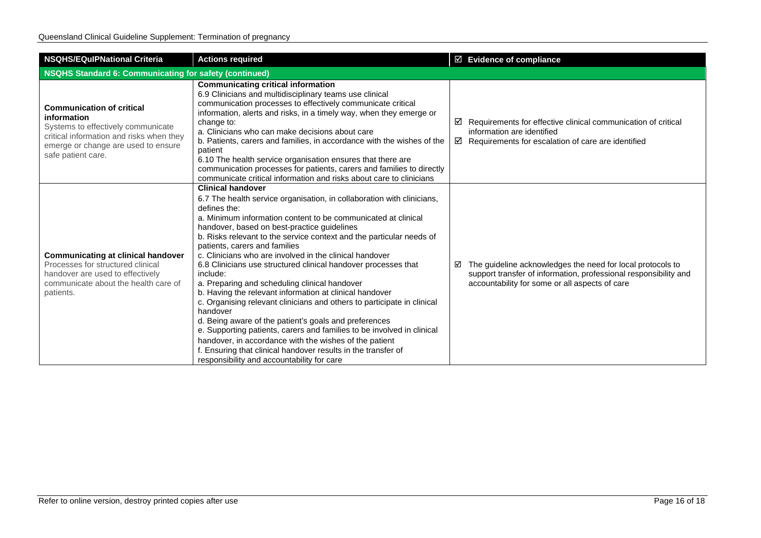| NSQHS/EQuIPNational Criteria | Actions required | ☑ Evidence of compliance |
|---|---|---|
| **NSQHS Standard 6: Communicating for safety (continued)** | | |
| **Communication of critical information**<br>Systems to effectively communicate critical information and risks when they emerge or change are used to ensure safe patient care. | **Communicating critical information**<br>6.9 Clinicians and multidisciplinary teams use clinical communication processes to effectively communicate critical information, alerts and risks, in a timely way, when they emerge or change to:<br>a. Clinicians who can make decisions about care<br>b. Patients, carers and families, in accordance with the wishes of the patient<br>6.10 The health service organisation ensures that there are communication processes for patients, carers and families to directly communicate critical information and risks about care to clinicians | ☑ Requirements for effective clinical communication of critical information are identified<br>☑ Requirements for escalation of care are identified |
| **Communicating at clinical handover**<br>Processes for structured clinical handover are used to effectively communicate about the health care of patients. | **Clinical handover**<br>6.7 The health service organisation, in collaboration with clinicians, defines the:<br>a. Minimum information content to be communicated at clinical handover, based on best-practice guidelines<br>b. Risks relevant to the service context and the particular needs of patients, carers and families<br>c. Clinicians who are involved in the clinical handover<br>6.8 Clinicians use structured clinical handover processes that include:<br>a. Preparing and scheduling clinical handover<br>b. Having the relevant information at clinical handover<br>c. Organising relevant clinicians and others to participate in clinical handover<br>d. Being aware of the patient's goals and preferences<br>e. Supporting patients, carers and families to be involved in clinical handover, in accordance with the wishes of the patient<br>f. Ensuring that clinical handover results in the transfer of responsibility and accountability for care | ☑ The guideline acknowledges the need for local protocols to support transfer of information, professional responsibility and accountability for some or all aspects of care |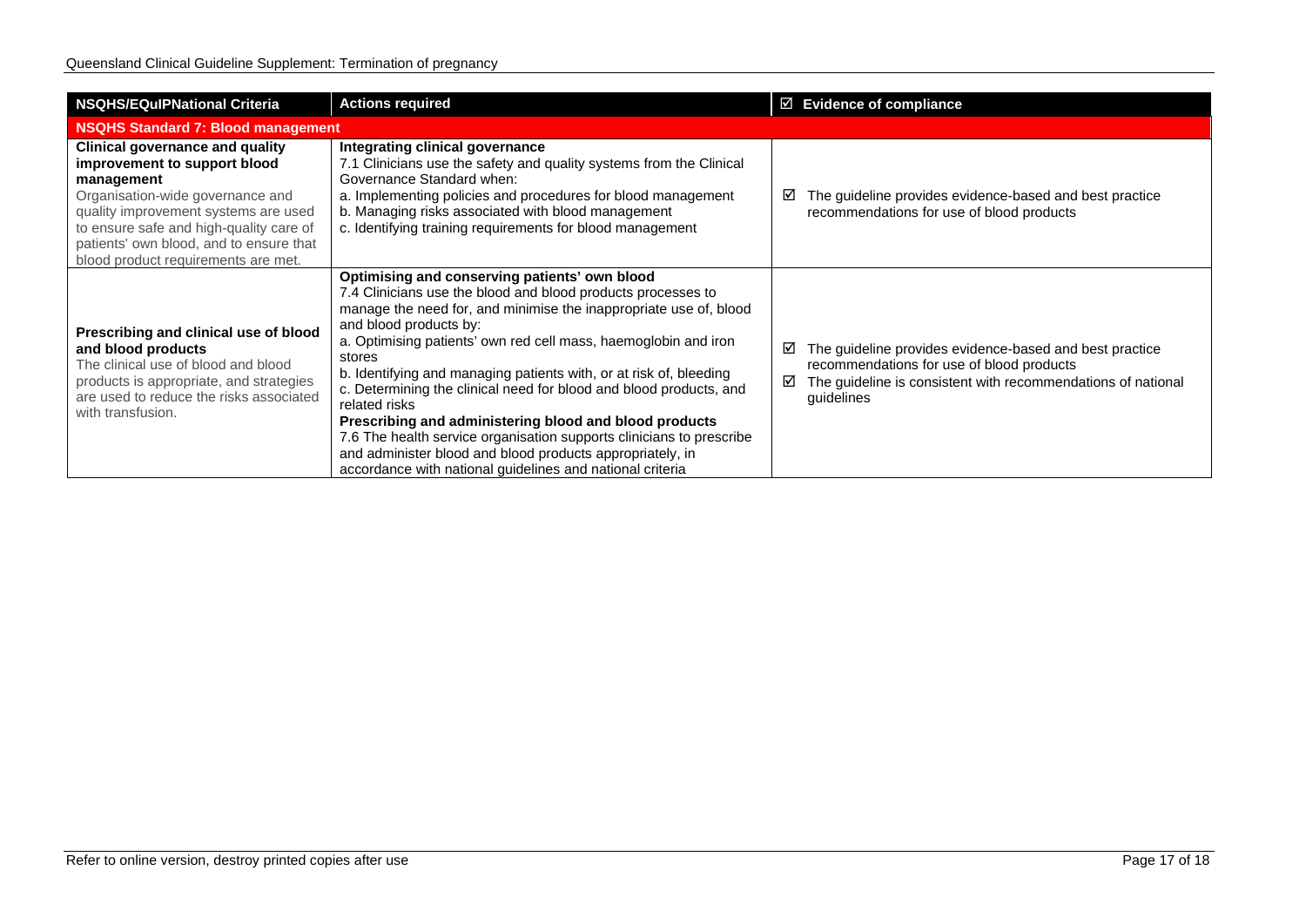| NSQHS/EQuIPNational Criteria | Actions required | ☑ Evidence of compliance |
|---|---|---|
| **NSQHS Standard 7: Blood management** | | |
| **Clinical governance and quality improvement to support blood management**<br>Organisation-wide governance and quality improvement systems are used to ensure safe and high-quality care of patients' own blood, and to ensure that blood product requirements are met. | **Integrating clinical governance**<br>7.1 Clinicians use the safety and quality systems from the Clinical Governance Standard when:<br>a. Implementing policies and procedures for blood management<br>b. Managing risks associated with blood management<br>c. Identifying training requirements for blood management | ☑ The guideline provides evidence-based and best practice recommendations for use of blood products |
| **Prescribing and clinical use of blood and blood products**<br>The clinical use of blood and blood products is appropriate, and strategies are used to reduce the risks associated with transfusion. | **Optimising and conserving patients' own blood**<br>7.4 Clinicians use the blood and blood products processes to manage the need for, and minimise the inappropriate use of, blood and blood products by:<br>a. Optimising patients' own red cell mass, haemoglobin and iron stores<br>b. Identifying and managing patients with, or at risk of, bleeding<br>c. Determining the clinical need for blood and blood products, and related risks<br>**Prescribing and administering blood and blood products**<br>7.6 The health service organisation supports clinicians to prescribe and administer blood and blood products appropriately, in accordance with national guidelines and national criteria | ☑ The guideline provides evidence-based and best practice recommendations for use of blood products<br>☑ The guideline is consistent with recommendations of national guidelines |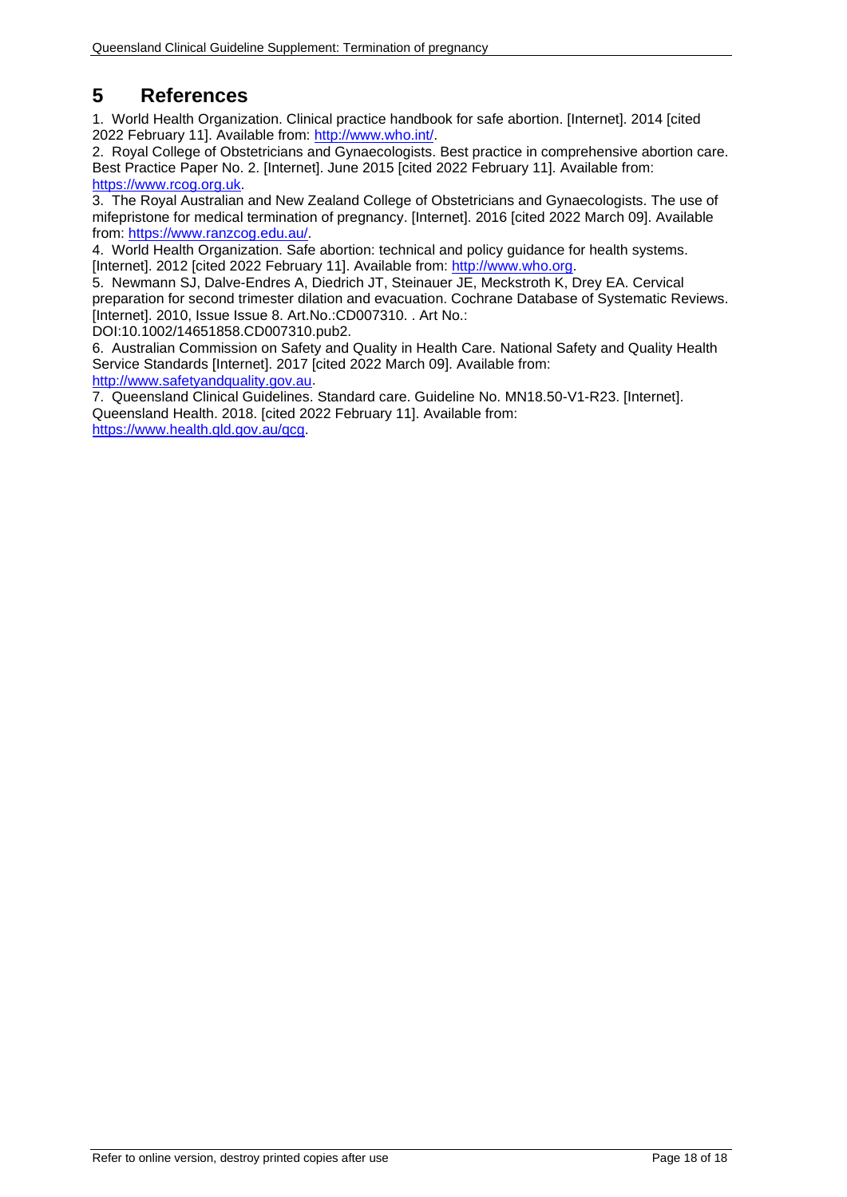# 5 References

1. World Health Organization. Clinical practice handbook for safe abortion. [Internet]. 2014 [cited 2022 February 11]. Available from: http://www.who.int/.
2. Royal College of Obstetricians and Gynaecologists. Best practice in comprehensive abortion care. Best Practice Paper No. 2. [Internet]. June 2015 [cited 2022 February 11]. Available from: https://www.rcog.org.uk.
3. The Royal Australian and New Zealand College of Obstetricians and Gynaecologists. The use of mifepristone for medical termination of pregnancy. [Internet]. 2016 [cited 2022 March 09]. Available from: https://www.ranzcog.edu.au/.
4. World Health Organization. Safe abortion: technical and policy guidance for health systems. [Internet]. 2012 [cited 2022 February 11]. Available from: http://www.who.org.
5. Newmann SJ, Dalve-Endres A, Diedrich JT, Steinauer JE, Meckstroth K, Drey EA. Cervical preparation for second trimester dilation and evacuation. Cochrane Database of Systematic Reviews. [Internet]. 2010, Issue Issue 8. Art.No.:CD007310. . Art No.: DOI:10.1002/14651858.CD007310.pub2.
6. Australian Commission on Safety and Quality in Health Care. National Safety and Quality Health Service Standards [Internet]. 2017 [cited 2022 March 09]. Available from: http://www.safetyandquality.gov.au.
7. Queensland Clinical Guidelines. Standard care. Guideline No. MN18.50-V1-R23. [Internet]. Queensland Health. 2018. [cited 2022 February 11]. Available from: https://www.health.qld.gov.au/qcg.